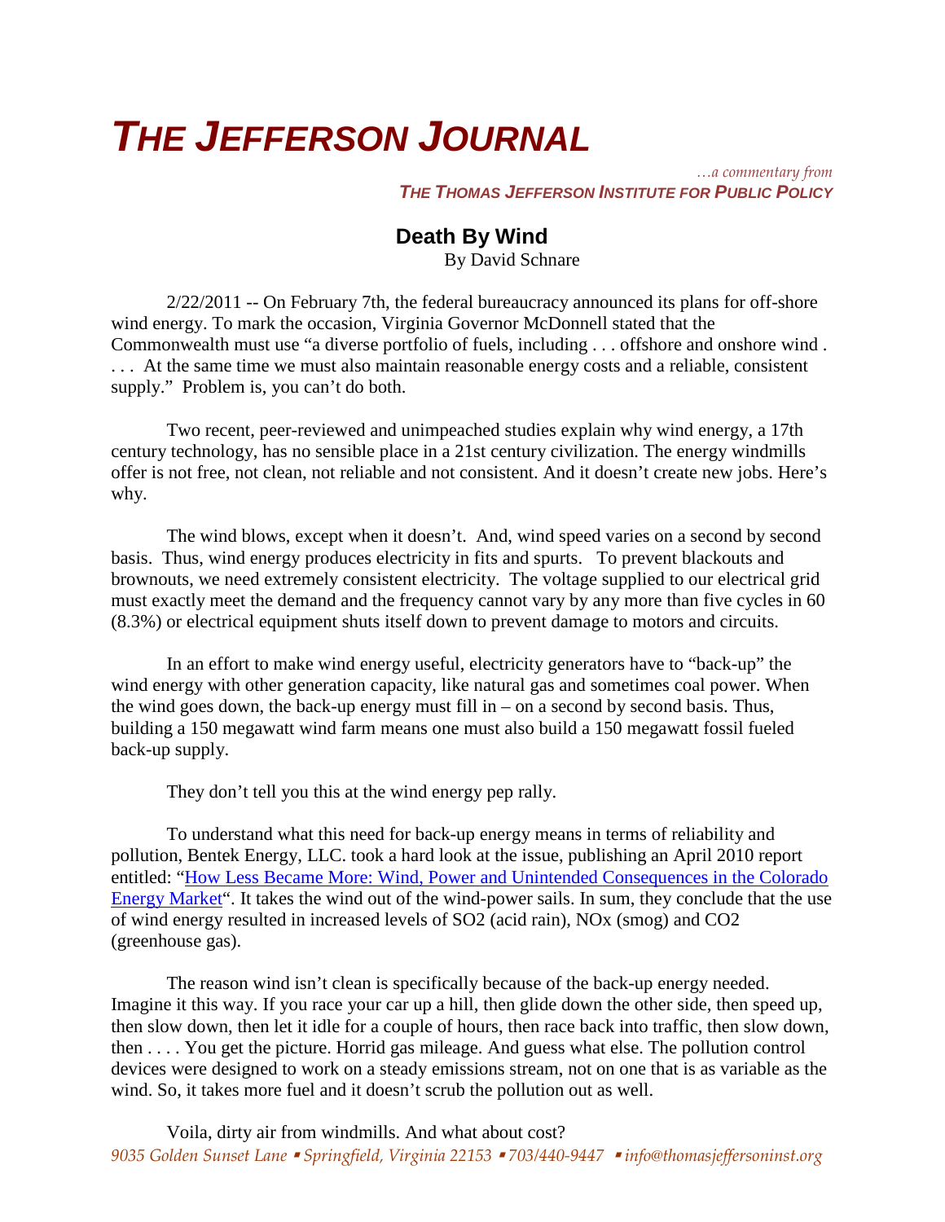# THE JEFFERSON JOURNAL

*…a commentary from*
***THE THOMAS JEFFERSON INSTITUTE FOR PUBLIC POLICY***

## Death By Wind

By David Schnare

2/22/2011 -- On February 7th, the federal bureaucracy announced its plans for off-shore wind energy. To mark the occasion, Virginia Governor McDonnell stated that the Commonwealth must use "a diverse portfolio of fuels, including . . . offshore and onshore wind . . . . At the same time we must also maintain reasonable energy costs and a reliable, consistent supply." Problem is, you can't do both.

Two recent, peer-reviewed and unimpeached studies explain why wind energy, a 17th century technology, has no sensible place in a 21st century civilization. The energy windmills offer is not free, not clean, not reliable and not consistent. And it doesn't create new jobs. Here's why.

The wind blows, except when it doesn't. And, wind speed varies on a second by second basis. Thus, wind energy produces electricity in fits and spurts. To prevent blackouts and brownouts, we need extremely consistent electricity. The voltage supplied to our electrical grid must exactly meet the demand and the frequency cannot vary by any more than five cycles in 60 (8.3%) or electrical equipment shuts itself down to prevent damage to motors and circuits.

In an effort to make wind energy useful, electricity generators have to "back-up" the wind energy with other generation capacity, like natural gas and sometimes coal power. When the wind goes down, the back-up energy must fill in – on a second by second basis. Thus, building a 150 megawatt wind farm means one must also build a 150 megawatt fossil fueled back-up supply.

They don't tell you this at the wind energy pep rally.

To understand what this need for back-up energy means in terms of reliability and pollution, Bentek Energy, LLC. took a hard look at the issue, publishing an April 2010 report entitled: "How Less Became More: Wind, Power and Unintended Consequences in the Colorado Energy Market". It takes the wind out of the wind-power sails. In sum, they conclude that the use of wind energy resulted in increased levels of $SO_2$ (acid rain), $NO_x$ (smog) and $CO_2$ (greenhouse gas).

The reason wind isn't clean is specifically because of the back-up energy needed. Imagine it this way. If you race your car up a hill, then glide down the other side, then speed up, then slow down, then let it idle for a couple of hours, then race back into traffic, then slow down, then . . . . You get the picture. Horrid gas mileage. And guess what else. The pollution control devices were designed to work on a steady emissions stream, not on one that is as variable as the wind. So, it takes more fuel and it doesn't scrub the pollution out as well.

Voila, dirty air from windmills. And what about cost?

*9035 Golden Sunset Lane ▪ Springfield, Virginia 22153 ▪ 703/440-9447 ▪ info@thomasjeffersoninst.org*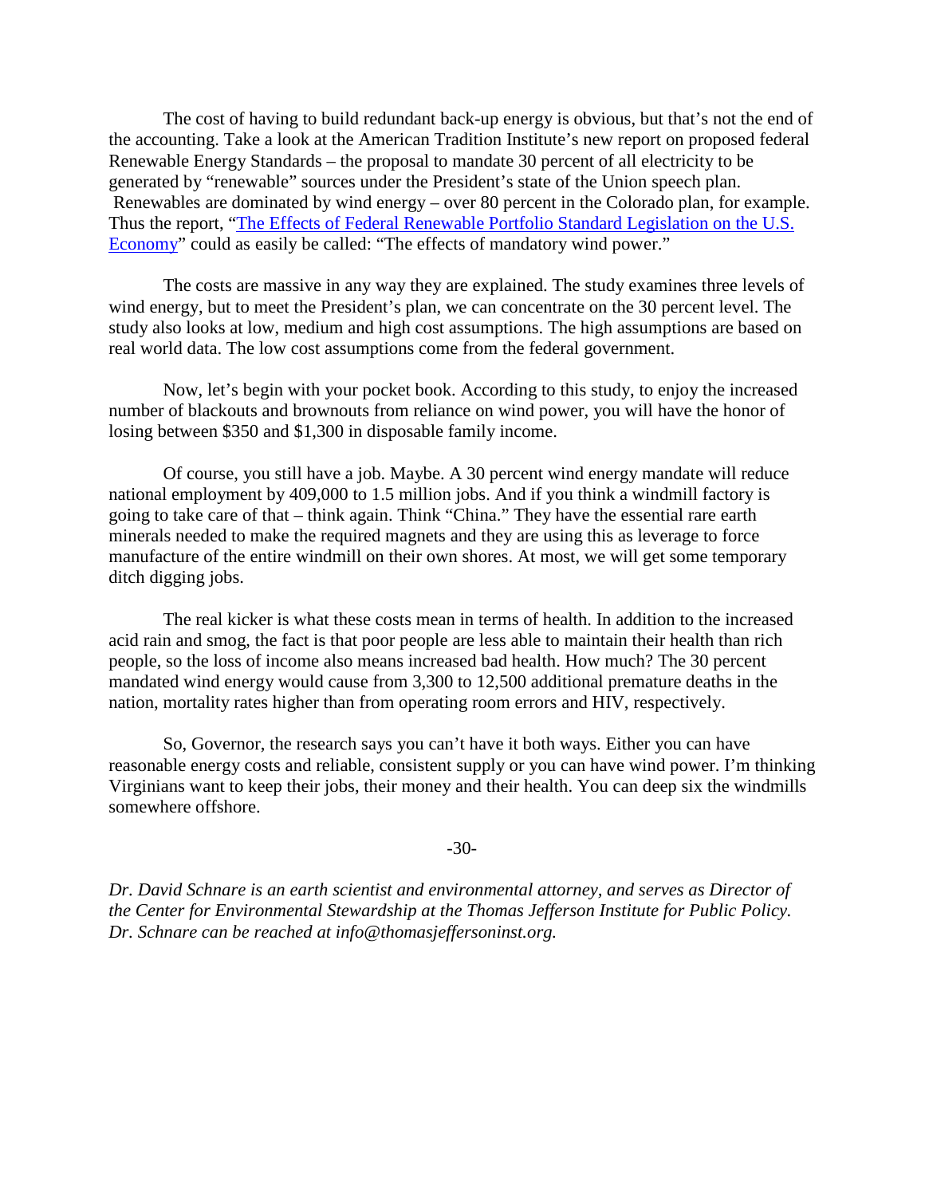The cost of having to build redundant back-up energy is obvious, but that's not the end of the accounting. Take a look at the American Tradition Institute's new report on proposed federal Renewable Energy Standards – the proposal to mandate 30 percent of all electricity to be generated by "renewable" sources under the President's state of the Union speech plan. Renewables are dominated by wind energy – over 80 percent in the Colorado plan, for example. Thus the report, "The Effects of Federal Renewable Portfolio Standard Legislation on the U.S. Economy" could as easily be called: "The effects of mandatory wind power."

The costs are massive in any way they are explained. The study examines three levels of wind energy, but to meet the President's plan, we can concentrate on the 30 percent level. The study also looks at low, medium and high cost assumptions. The high assumptions are based on real world data. The low cost assumptions come from the federal government.

Now, let's begin with your pocket book. According to this study, to enjoy the increased number of blackouts and brownouts from reliance on wind power, you will have the honor of losing between $350 and $1,300 in disposable family income.

Of course, you still have a job. Maybe. A 30 percent wind energy mandate will reduce national employment by 409,000 to 1.5 million jobs. And if you think a windmill factory is going to take care of that – think again. Think "China." They have the essential rare earth minerals needed to make the required magnets and they are using this as leverage to force manufacture of the entire windmill on their own shores. At most, we will get some temporary ditch digging jobs.

The real kicker is what these costs mean in terms of health. In addition to the increased acid rain and smog, the fact is that poor people are less able to maintain their health than rich people, so the loss of income also means increased bad health. How much? The 30 percent mandated wind energy would cause from 3,300 to 12,500 additional premature deaths in the nation, mortality rates higher than from operating room errors and HIV, respectively.

So, Governor, the research says you can't have it both ways. Either you can have reasonable energy costs and reliable, consistent supply or you can have wind power. I'm thinking Virginians want to keep their jobs, their money and their health. You can deep six the windmills somewhere offshore.

-30-

*Dr. David Schnare is an earth scientist and environmental attorney, and serves as Director of the Center for Environmental Stewardship at the Thomas Jefferson Institute for Public Policy. Dr. Schnare can be reached at info@thomasjeffersoninst.org.*